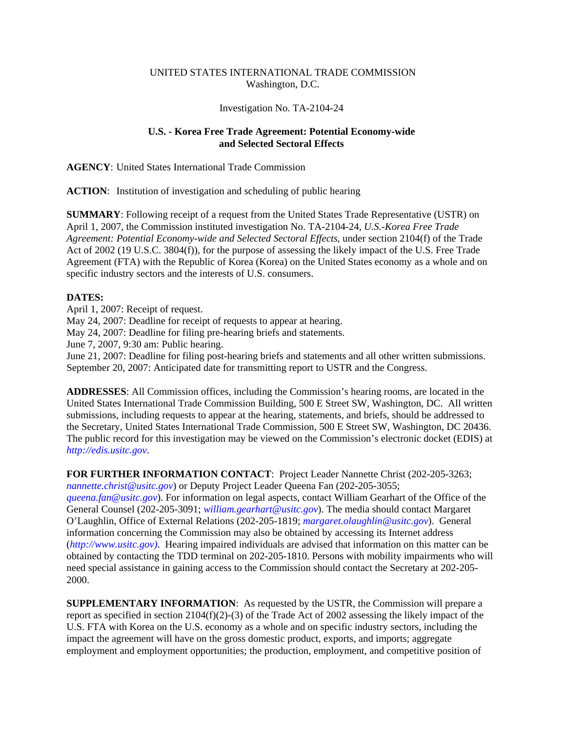UNITED STATES INTERNATIONAL TRADE COMMISSION
Washington, D.C.

Investigation No. TA-2104-24

**U.S. - Korea Free Trade Agreement: Potential Economy-wide and Selected Sectoral Effects**

**AGENCY**: United States International Trade Commission

**ACTION**: Institution of investigation and scheduling of public hearing

**SUMMARY**: Following receipt of a request from the United States Trade Representative (USTR) on April 1, 2007, the Commission instituted investigation No. TA-2104-24, *U.S.-Korea Free Trade Agreement: Potential Economy-wide and Selected Sectoral Effects*, under section 2104(f) of the Trade Act of 2002 (19 U.S.C. 3804(f)), for the purpose of assessing the likely impact of the U.S. Free Trade Agreement (FTA) with the Republic of Korea (Korea) on the United States economy as a whole and on specific industry sectors and the interests of U.S. consumers.

**DATES:**
April 1, 2007: Receipt of request.
May 24, 2007: Deadline for receipt of requests to appear at hearing.
May 24, 2007: Deadline for filing pre-hearing briefs and statements.
June 7, 2007, 9:30 am: Public hearing.
June 21, 2007: Deadline for filing post-hearing briefs and statements and all other written submissions.
September 20, 2007: Anticipated date for transmitting report to USTR and the Congress.

**ADDRESSES**: All Commission offices, including the Commission's hearing rooms, are located in the United States International Trade Commission Building, 500 E Street SW, Washington, DC. All written submissions, including requests to appear at the hearing, statements, and briefs, should be addressed to the Secretary, United States International Trade Commission, 500 E Street SW, Washington, DC 20436. The public record for this investigation may be viewed on the Commission's electronic docket (EDIS) at *http://edis.usitc.gov*.

**FOR FURTHER INFORMATION CONTACT**: Project Leader Nannette Christ (202-205-3263; *nannette.christ@usitc.gov*) or Deputy Project Leader Queena Fan (202-205-3055; *queena.fan@usitc.gov*). For information on legal aspects, contact William Gearhart of the Office of the General Counsel (202-205-3091; *william.gearhart@usitc.gov*). The media should contact Margaret O'Laughlin, Office of External Relations (202-205-1819; *margaret.olaughlin@usitc.gov*). General information concerning the Commission may also be obtained by accessing its Internet address (*http://www.usitc.gov)*. Hearing impaired individuals are advised that information on this matter can be obtained by contacting the TDD terminal on 202-205-1810. Persons with mobility impairments who will need special assistance in gaining access to the Commission should contact the Secretary at 202-205-2000.

**SUPPLEMENTARY INFORMATION**: As requested by the USTR, the Commission will prepare a report as specified in section 2104(f)(2)-(3) of the Trade Act of 2002 assessing the likely impact of the U.S. FTA with Korea on the U.S. economy as a whole and on specific industry sectors, including the impact the agreement will have on the gross domestic product, exports, and imports; aggregate employment and employment opportunities; the production, employment, and competitive position of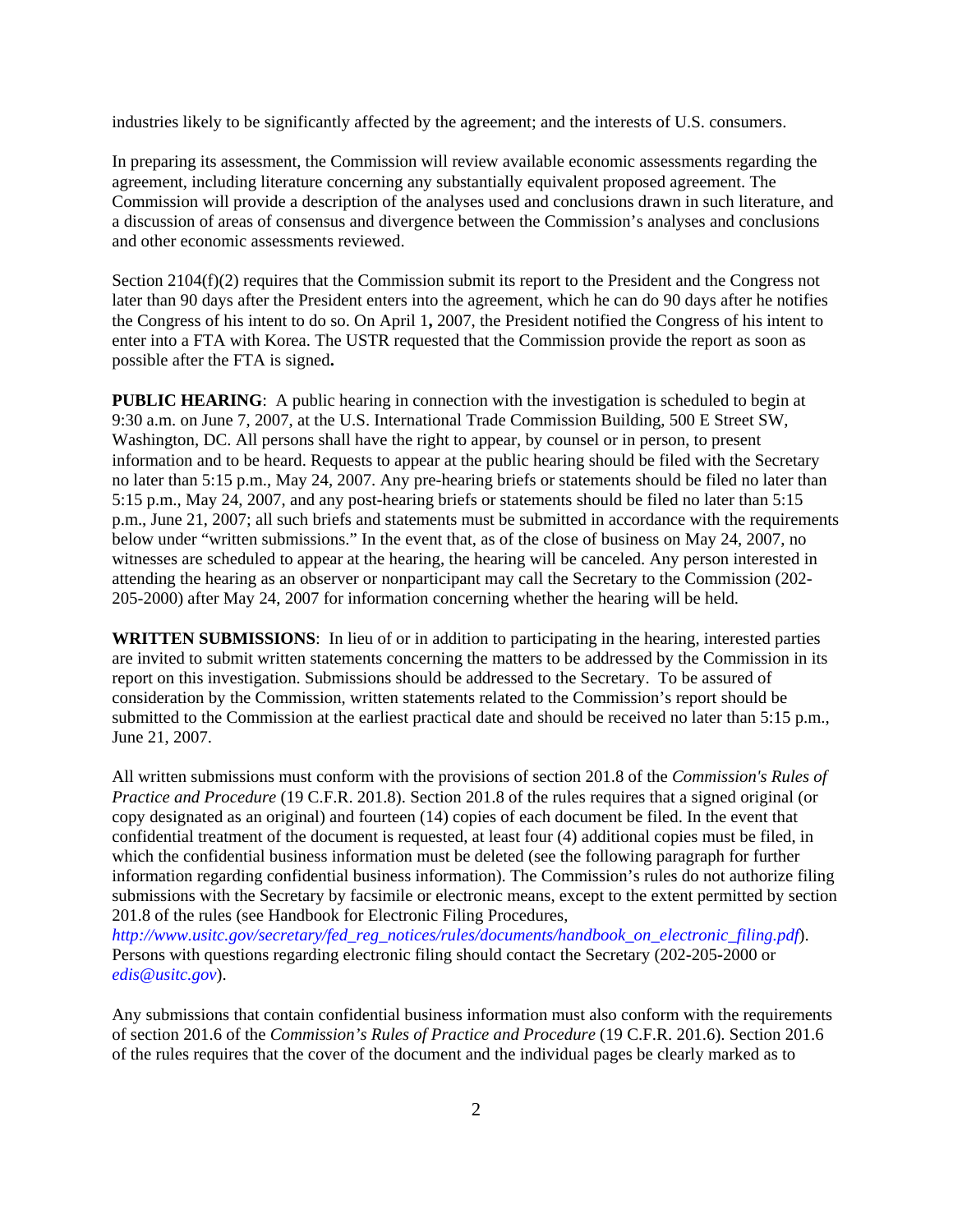industries likely to be significantly affected by the agreement; and the interests of U.S. consumers.

In preparing its assessment, the Commission will review available economic assessments regarding the agreement, including literature concerning any substantially equivalent proposed agreement. The Commission will provide a description of the analyses used and conclusions drawn in such literature, and a discussion of areas of consensus and divergence between the Commission's analyses and conclusions and other economic assessments reviewed.

Section 2104(f)(2) requires that the Commission submit its report to the President and the Congress not later than 90 days after the President enters into the agreement, which he can do 90 days after he notifies the Congress of his intent to do so. On April 1**,** 2007, the President notified the Congress of his intent to enter into a FTA with Korea. The USTR requested that the Commission provide the report as soon as possible after the FTA is signed**.**

**PUBLIC HEARING**: A public hearing in connection with the investigation is scheduled to begin at 9:30 a.m. on June 7, 2007, at the U.S. International Trade Commission Building, 500 E Street SW, Washington, DC. All persons shall have the right to appear, by counsel or in person, to present information and to be heard. Requests to appear at the public hearing should be filed with the Secretary no later than 5:15 p.m., May 24, 2007. Any pre-hearing briefs or statements should be filed no later than 5:15 p.m., May 24, 2007, and any post-hearing briefs or statements should be filed no later than 5:15 p.m., June 21, 2007; all such briefs and statements must be submitted in accordance with the requirements below under "written submissions." In the event that, as of the close of business on May 24, 2007, no witnesses are scheduled to appear at the hearing, the hearing will be canceled. Any person interested in attending the hearing as an observer or nonparticipant may call the Secretary to the Commission (202-205-2000) after May 24, 2007 for information concerning whether the hearing will be held.

**WRITTEN SUBMISSIONS**: In lieu of or in addition to participating in the hearing, interested parties are invited to submit written statements concerning the matters to be addressed by the Commission in its report on this investigation. Submissions should be addressed to the Secretary. To be assured of consideration by the Commission, written statements related to the Commission's report should be submitted to the Commission at the earliest practical date and should be received no later than 5:15 p.m., June 21, 2007.

All written submissions must conform with the provisions of section 201.8 of the *Commission's Rules of Practice and Procedure* (19 C.F.R. 201.8). Section 201.8 of the rules requires that a signed original (or copy designated as an original) and fourteen (14) copies of each document be filed. In the event that confidential treatment of the document is requested, at least four (4) additional copies must be filed, in which the confidential business information must be deleted (see the following paragraph for further information regarding confidential business information). The Commission's rules do not authorize filing submissions with the Secretary by facsimile or electronic means, except to the extent permitted by section 201.8 of the rules (see Handbook for Electronic Filing Procedures, *http://www.usitc.gov/secretary/fed_reg_notices/rules/documents/handbook_on_electronic_filing.pdf*). Persons with questions regarding electronic filing should contact the Secretary (202-205-2000 or *edis@usitc.gov*).

Any submissions that contain confidential business information must also conform with the requirements of section 201.6 of the *Commission's Rules of Practice and Procedure* (19 C.F.R. 201.6). Section 201.6 of the rules requires that the cover of the document and the individual pages be clearly marked as to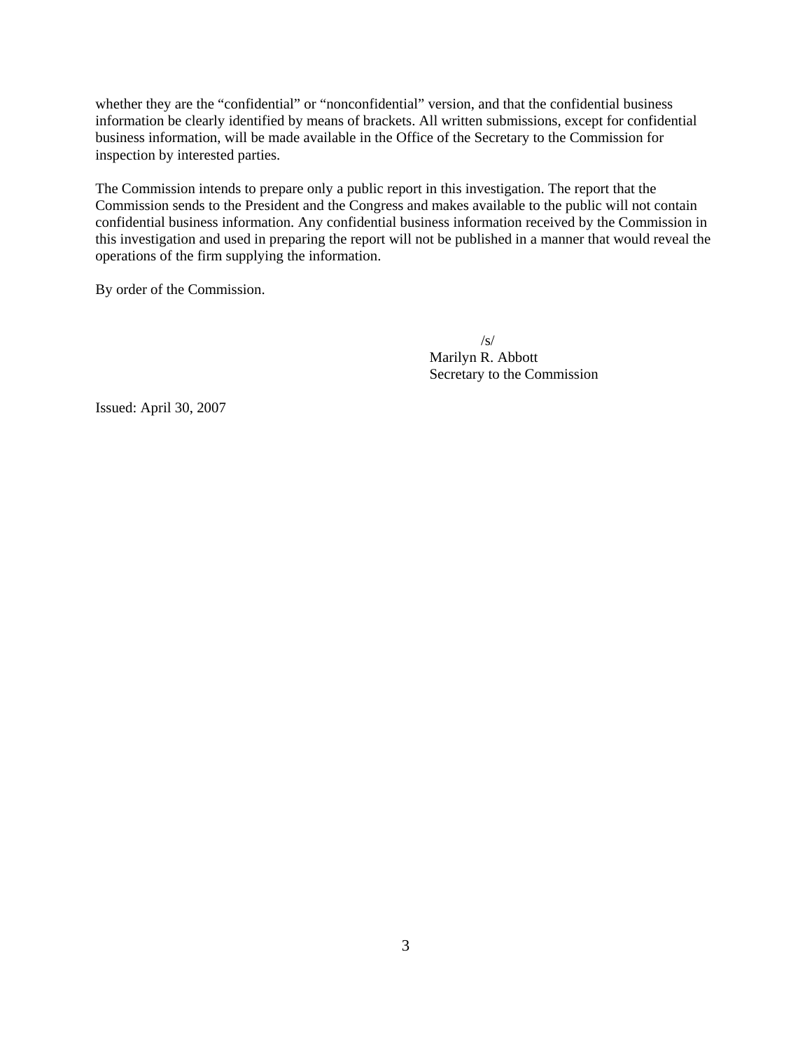whether they are the "confidential" or "nonconfidential" version, and that the confidential business information be clearly identified by means of brackets. All written submissions, except for confidential business information, will be made available in the Office of the Secretary to the Commission for inspection by interested parties.

The Commission intends to prepare only a public report in this investigation. The report that the Commission sends to the President and the Congress and makes available to the public will not contain confidential business information. Any confidential business information received by the Commission in this investigation and used in preparing the report will not be published in a manner that would reveal the operations of the firm supplying the information.

By order of the Commission.

/s/
Marilyn R. Abbott
Secretary to the Commission

Issued: April 30, 2007